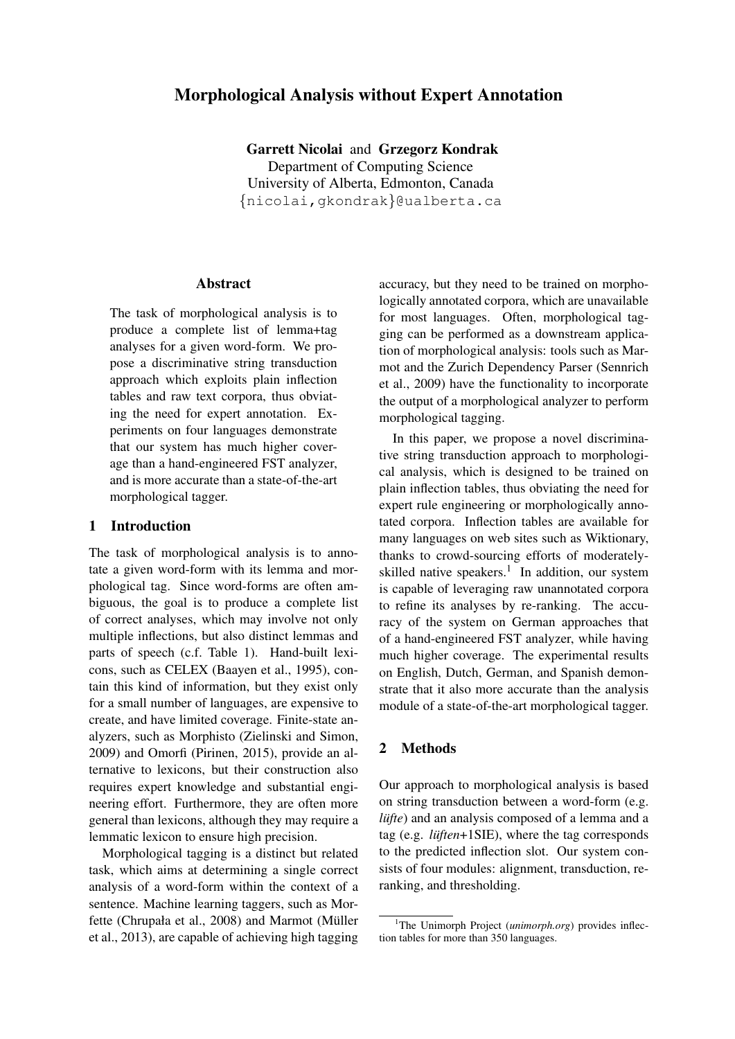# Morphological Analysis without Expert Annotation

**Garrett Nicolai** and **Grzegorz Kondrak**
Department of Computing Science
University of Alberta, Edmonton, Canada
{nicolai,gkondrak}@ualberta.ca

## Abstract

The task of morphological analysis is to produce a complete list of lemma+tag analyses for a given word-form. We propose a discriminative string transduction approach which exploits plain inflection tables and raw text corpora, thus obviating the need for expert annotation. Experiments on four languages demonstrate that our system has much higher coverage than a hand-engineered FST analyzer, and is more accurate than a state-of-the-art morphological tagger.

## 1 Introduction

The task of morphological analysis is to annotate a given word-form with its lemma and morphological tag. Since word-forms are often ambiguous, the goal is to produce a complete list of correct analyses, which may involve not only multiple inflections, but also distinct lemmas and parts of speech (c.f. Table 1). Hand-built lexicons, such as CELEX (Baayen et al., 1995), contain this kind of information, but they exist only for a small number of languages, are expensive to create, and have limited coverage. Finite-state analyzers, such as Morphisto (Zielinski and Simon, 2009) and Omorfi (Pirinen, 2015), provide an alternative to lexicons, but their construction also requires expert knowledge and substantial engineering effort. Furthermore, they are often more general than lexicons, although they may require a lemmatic lexicon to ensure high precision.

Morphological tagging is a distinct but related task, which aims at determining a single correct analysis of a word-form within the context of a sentence. Machine learning taggers, such as Morfette (Chrupała et al., 2008) and Marmot (Müller et al., 2013), are capable of achieving high tagging accuracy, but they need to be trained on morphologically annotated corpora, which are unavailable for most languages. Often, morphological tagging can be performed as a downstream application of morphological analysis: tools such as Marmot and the Zurich Dependency Parser (Sennrich et al., 2009) have the functionality to incorporate the output of a morphological analyzer to perform morphological tagging.

In this paper, we propose a novel discriminative string transduction approach to morphological analysis, which is designed to be trained on plain inflection tables, thus obviating the need for expert rule engineering or morphologically annotated corpora. Inflection tables are available for many languages on web sites such as Wiktionary, thanks to crowd-sourcing efforts of moderately-skilled native speakers.[1] In addition, our system is capable of leveraging raw unannotated corpora to refine its analyses by re-ranking. The accuracy of the system on German approaches that of a hand-engineered FST analyzer, while having much higher coverage. The experimental results on English, Dutch, German, and Spanish demonstrate that it also more accurate than the analysis module of a state-of-the-art morphological tagger.

## 2 Methods

Our approach to morphological analysis is based on string transduction between a word-form (e.g. *lüfte*) and an analysis composed of a lemma and a tag (e.g. *lüften*+1SIE), where the tag corresponds to the predicted inflection slot. Our system consists of four modules: alignment, transduction, reranking, and thresholding.

[1] The Unimorph Project (*unimorph.org*) provides inflection tables for more than 350 languages.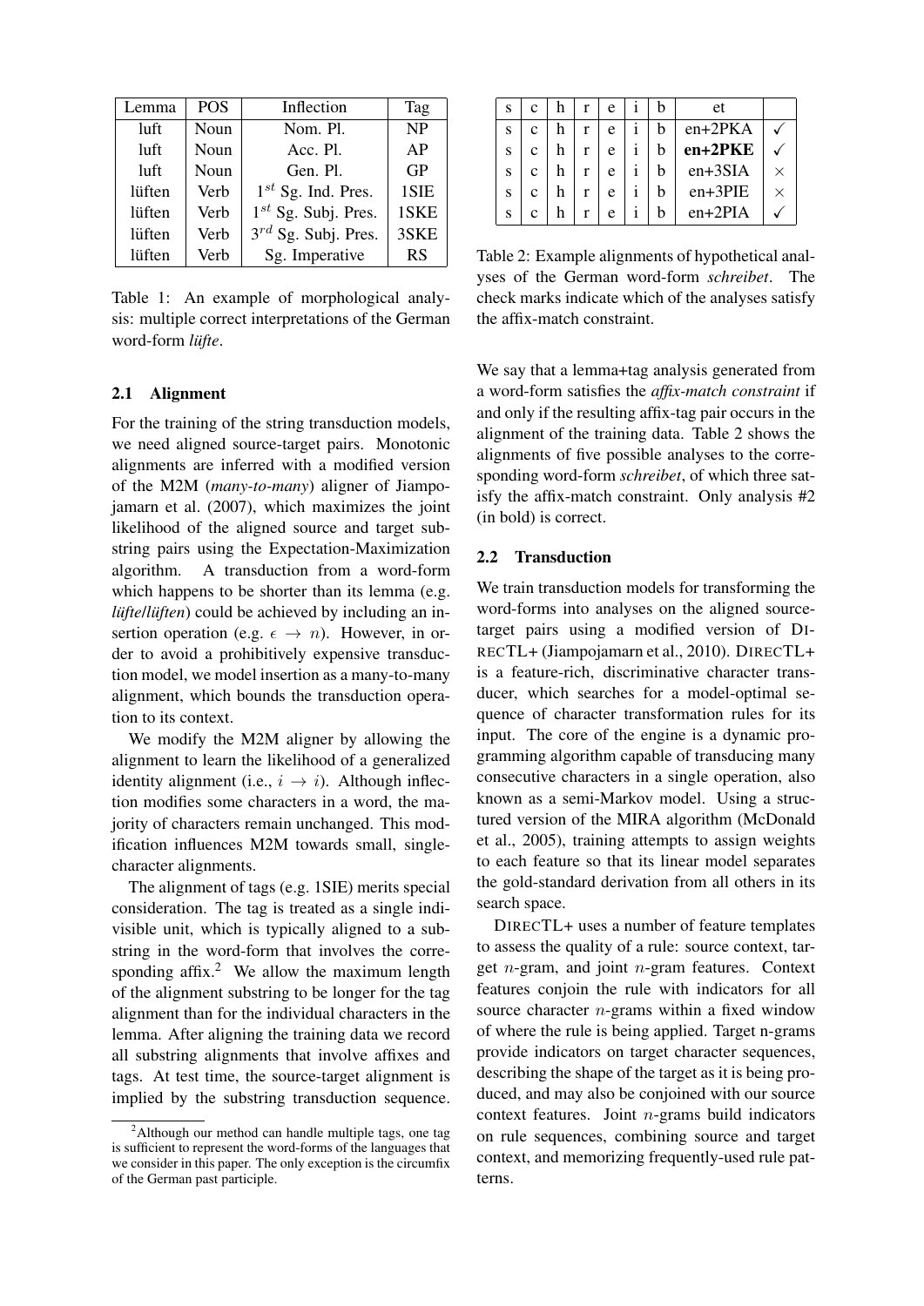| Lemma | POS | Inflection | Tag |
|---|---|---|---|
| luft | Noun | Nom. Pl. | NP |
| luft | Noun | Acc. Pl. | AP |
| luft | Noun | Gen. Pl. | GP |
| lüften | Verb | $1^{st}$ Sg. Ind. Pres. | 1SIE |
| lüften | Verb | $1^{st}$ Sg. Subj. Pres. | 1SKE |
| lüften | Verb | $3^{rd}$ Sg. Subj. Pres. | 3SKE |
| lüften | Verb | Sg. Imperative | RS |

Table 1: An example of morphological analysis: multiple correct interpretations of the German word-form *lüfte*.

### 2.1 Alignment

For the training of the string transduction models, we need aligned source-target pairs. Monotonic alignments are inferred with a modified version of the M2M (*many-to-many*) aligner of Jiampojamarn et al. (2007), which maximizes the joint likelihood of the aligned source and target substring pairs using the Expectation-Maximization algorithm. A transduction from a word-form which happens to be shorter than its lemma (e.g. *lüfte*/*lüften*) could be achieved by including an insertion operation (e.g. $\epsilon \rightarrow n$). However, in order to avoid a prohibitively expensive transduction model, we model insertion as a many-to-many alignment, which bounds the transduction operation to its context.

We modify the M2M aligner by allowing the alignment to learn the likelihood of a generalized identity alignment (i.e., $i \rightarrow i$). Although inflection modifies some characters in a word, the majority of characters remain unchanged. This modification influences M2M towards small, single-character alignments.

The alignment of tags (e.g. 1SIE) merits special consideration. The tag is treated as a single indivisible unit, which is typically aligned to a substring in the word-form that involves the corresponding affix.[2] We allow the maximum length of the alignment substring to be longer for the tag alignment than for the individual characters in the lemma. After aligning the training data we record all substring alignments that involve affixes and tags. At test time, the source-target alignment is implied by the substring transduction sequence.

[2]Although our method can handle multiple tags, one tag is sufficient to represent the word-forms of the languages that we consider in this paper. The only exception is the circumfix of the German past participle.

| | | | | | | | | |
|---|---|---|---|---|---|---|---|---|
| s | c | h | r | e | i | b | et | |
| s | c | h | r | e | i | b | en+2PKA | ✓ |
| s | c | h | r | e | i | b | **en+2PKE** | ✓ |
| s | c | h | r | e | i | b | en+3SIA | × |
| s | c | h | r | e | i | b | en+3PIE | × |
| s | c | h | r | e | i | b | en+2PIA | ✓ |

Table 2: Example alignments of hypothetical analyses of the German word-form *schreibet*. The check marks indicate which of the analyses satisfy the affix-match constraint.

We say that a lemma+tag analysis generated from a word-form satisfies the *affix-match constraint* if and only if the resulting affix-tag pair occurs in the alignment of the training data. Table 2 shows the alignments of five possible analyses to the corresponding word-form *schreibet*, of which three satisfy the affix-match constraint. Only analysis #2 (in bold) is correct.

### 2.2 Transduction

We train transduction models for transforming the word-forms into analyses on the aligned source-target pairs using a modified version of DirecTL+ (Jiampojamarn et al., 2010). DirecTL+ is a feature-rich, discriminative character transducer, which searches for a model-optimal sequence of character transformation rules for its input. The core of the engine is a dynamic programming algorithm capable of transducing many consecutive characters in a single operation, also known as a semi-Markov model. Using a structured version of the MIRA algorithm (McDonald et al., 2005), training attempts to assign weights to each feature so that its linear model separates the gold-standard derivation from all others in its search space.

DirecTL+ uses a number of feature templates to assess the quality of a rule: source context, target $n$-gram, and joint $n$-gram features. Context features conjoin the rule with indicators for all source character $n$-grams within a fixed window of where the rule is being applied. Target n-grams provide indicators on target character sequences, describing the shape of the target as it is being produced, and may also be conjoined with our source context features. Joint $n$-grams build indicators on rule sequences, combining source and target context, and memorizing frequently-used rule patterns.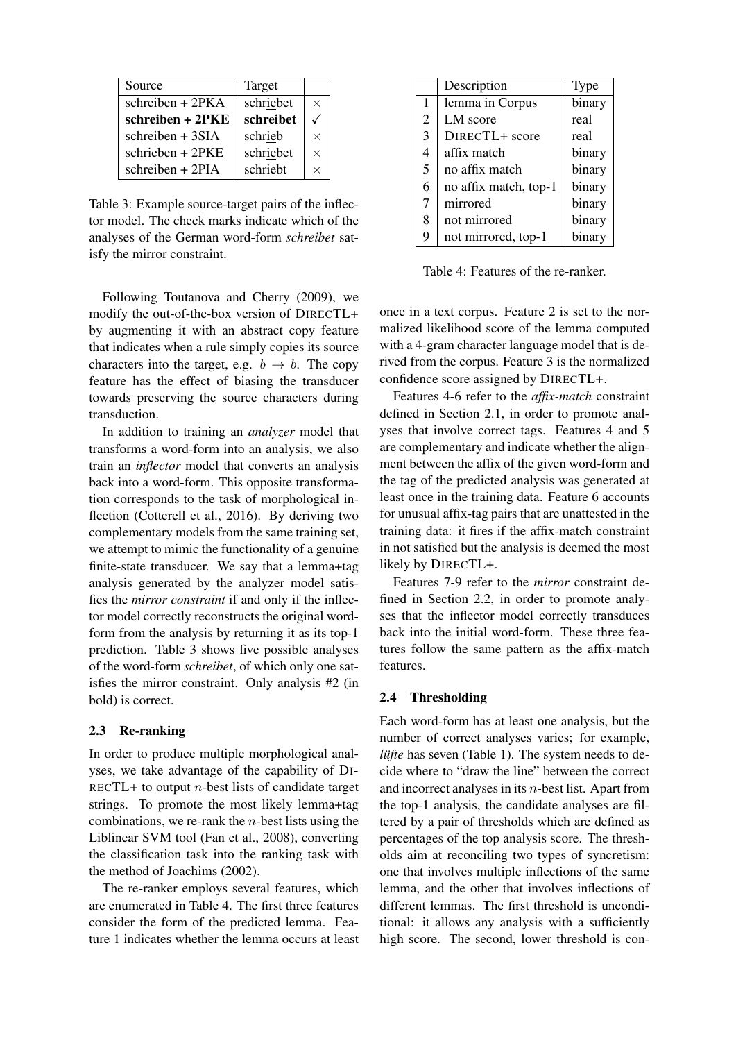| Source | Target | |
|---|---|---|
| schreiben + 2PKA | schriebet | × |
| **schreiben + 2PKE** | **schreibet** | ✓ |
| schreiben + 3SIA | schrieb | × |
| schrieben + 2PKE | schriebet | × |
| schreiben + 2PIA | schriebt | × |

Table 3: Example source-target pairs of the inflector model. The check marks indicate which of the analyses of the German word-form *schreibet* satisfy the mirror constraint.

Following Toutanova and Cherry (2009), we modify the out-of-the-box version of DIRECTL+ by augmenting it with an abstract copy feature that indicates when a rule simply copies its source characters into the target, e.g. $b \rightarrow b$. The copy feature has the effect of biasing the transducer towards preserving the source characters during transduction.

In addition to training an *analyzer* model that transforms a word-form into an analysis, we also train an *inflector* model that converts an analysis back into a word-form. This opposite transformation corresponds to the task of morphological inflection (Cotterell et al., 2016). By deriving two complementary models from the same training set, we attempt to mimic the functionality of a genuine finite-state transducer. We say that a lemma+tag analysis generated by the analyzer model satisfies the *mirror constraint* if and only if the inflector model correctly reconstructs the original word-form from the analysis by returning it as its top-1 prediction. Table 3 shows five possible analyses of the word-form *schreibet*, of which only one satisfies the mirror constraint. Only analysis #2 (in bold) is correct.

### 2.3 Re-ranking

In order to produce multiple morphological analyses, we take advantage of the capability of DIRECTL+ to output $n$-best lists of candidate target strings. To promote the most likely lemma+tag combinations, we re-rank the $n$-best lists using the Liblinear SVM tool (Fan et al., 2008), converting the classification task into the ranking task with the method of Joachims (2002).

The re-ranker employs several features, which are enumerated in Table 4. The first three features consider the form of the predicted lemma. Feature 1 indicates whether the lemma occurs at least once in a text corpus. Feature 2 is set to the normalized likelihood score of the lemma computed with a 4-gram character language model that is derived from the corpus. Feature 3 is the normalized confidence score assigned by DIRECTL+.

| | Description | Type |
|---|---|---|
| 1 | lemma in Corpus | binary |
| 2 | LM score | real |
| 3 | DIRECTL+ score | real |
| 4 | affix match | binary |
| 5 | no affix match | binary |
| 6 | no affix match, top-1 | binary |
| 7 | mirrored | binary |
| 8 | not mirrored | binary |
| 9 | not mirrored, top-1 | binary |

Table 4: Features of the re-ranker.

Features 4-6 refer to the *affix-match* constraint defined in Section 2.1, in order to promote analyses that involve correct tags. Features 4 and 5 are complementary and indicate whether the alignment between the affix of the given word-form and the tag of the predicted analysis was generated at least once in the training data. Feature 6 accounts for unusual affix-tag pairs that are unattested in the training data: it fires if the affix-match constraint in not satisfied but the analysis is deemed the most likely by DIRECTL+.

Features 7-9 refer to the *mirror* constraint defined in Section 2.2, in order to promote analyses that the inflector model correctly transduces back into the initial word-form. These three features follow the same pattern as the affix-match features.

### 2.4 Thresholding

Each word-form has at least one analysis, but the number of correct analyses varies; for example, *lüfte* has seven (Table 1). The system needs to decide where to "draw the line" between the correct and incorrect analyses in its $n$-best list. Apart from the top-1 analysis, the candidate analyses are filtered by a pair of thresholds which are defined as percentages of the top analysis score. The thresholds aim at reconciling two types of syncretism: one that involves multiple inflections of the same lemma, and the other that involves inflections of different lemmas. The first threshold is unconditional: it allows any analysis with a sufficiently high score. The second, lower threshold is con-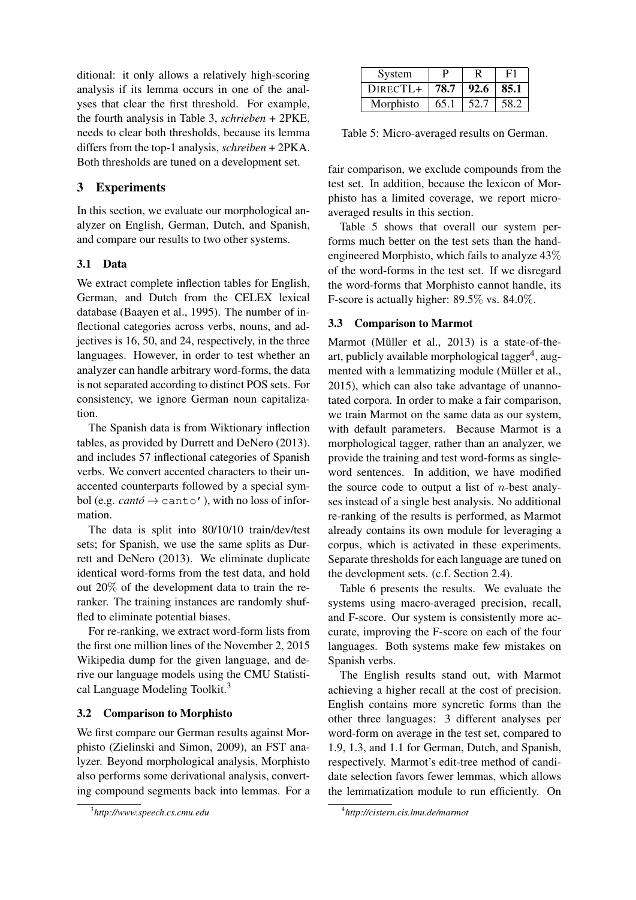ditional: it only allows a relatively high-scoring analysis if its lemma occurs in one of the analyses that clear the first threshold. For example, the fourth analysis in Table 3, *schrieben* + 2PKE, needs to clear both thresholds, because its lemma differs from the top-1 analysis, *schrieben* + 2PKA. Both thresholds are tuned on a development set.

## 3 Experiments

In this section, we evaluate our morphological analyzer on English, German, Dutch, and Spanish, and compare our results to two other systems.

### 3.1 Data

We extract complete inflection tables for English, German, and Dutch from the CELEX lexical database (Baayen et al., 1995). The number of inflectional categories across verbs, nouns, and adjectives is 16, 50, and 24, respectively, in the three languages. However, in order to test whether an analyzer can handle arbitrary word-forms, the data is not separated according to distinct POS sets. For consistency, we ignore German noun capitalization.

The Spanish data is from Wiktionary inflection tables, as provided by Durrett and DeNero (2013). and includes 57 inflectional categories of Spanish verbs. We convert accented characters to their unaccented counterparts followed by a special symbol (e.g. *cantó* → `canto'`), with no loss of information.

The data is split into 80/10/10 train/dev/test sets; for Spanish, we use the same splits as Durrett and DeNero (2013). We eliminate duplicate identical word-forms from the test data, and hold out 20% of the development data to train the re-ranker. The training instances are randomly shuffled to eliminate potential biases.

For re-ranking, we extract word-form lists from the first one million lines of the November 2, 2015 Wikipedia dump for the given language, and derive our language models using the CMU Statistical Language Modeling Toolkit.[3]

### 3.2 Comparison to Morphisto

We first compare our German results against Morphisto (Zielinski and Simon, 2009), an FST analyzer. Beyond morphological analysis, Morphisto also performs some derivational analysis, converting compound segments back into lemmas. For a fair comparison, we exclude compounds from the test set. In addition, because the lexicon of Morphisto has a limited coverage, we report micro-averaged results in this section.

| System | P | R | F1 |
|---|---|---|---|
| DIRECTL+ | **78.7** | **92.6** | **85.1** |
| Morphisto | 65.1 | 52.7 | 58.2 |

Table 5: Micro-averaged results on German.

Table 5 shows that overall our system performs much better on the test sets than the hand-engineered Morphisto, which fails to analyze 43% of the word-forms in the test set. If we disregard the word-forms that Morphisto cannot handle, its F-score is actually higher: 89.5% vs. 84.0%.

### 3.3 Comparison to Marmot

Marmot (Müller et al., 2013) is a state-of-the-art, publicly available morphological tagger[4], augmented with a lemmatizing module (Müller et al., 2015), which can also take advantage of unannotated corpora. In order to make a fair comparison, we train Marmot on the same data as our system, with default parameters. Because Marmot is a morphological tagger, rather than an analyzer, we provide the training and test word-forms as single-word sentences. In addition, we have modified the source code to output a list of $n$-best analyses instead of a single best analysis. No additional re-ranking of the results is performed, as Marmot already contains its own module for leveraging a corpus, which is activated in these experiments. Separate thresholds for each language are tuned on the development sets. (c.f. Section 2.4).

Table 6 presents the results. We evaluate the systems using macro-averaged precision, recall, and F-score. Our system is consistently more accurate, improving the F-score on each of the four languages. Both systems make few mistakes on Spanish verbs.

The English results stand out, with Marmot achieving a higher recall at the cost of precision. English contains more syncretic forms than the other three languages: 3 different analyses per word-form on average in the test set, compared to 1.9, 1.3, and 1.1 for German, Dutch, and Spanish, respectively. Marmot's edit-tree method of candidate selection favors fewer lemmas, which allows the lemmatization module to run efficiently. On

[3] *http://www.speech.cs.cmu.edu*

[4] *http://cistern.cis.lmu.de/marmot*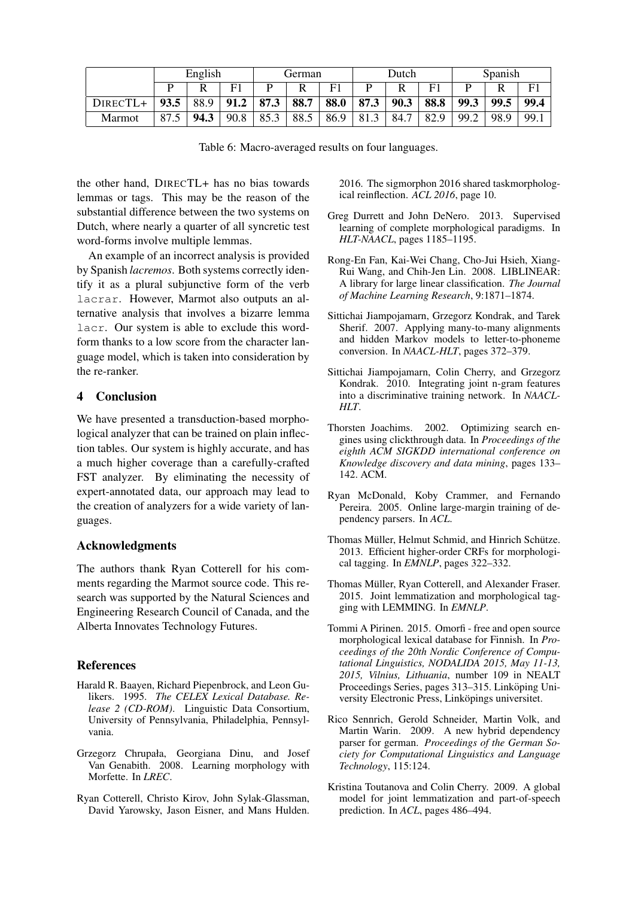| | English | | | German | | | Dutch | | | Spanish | | |
|---|---|---|---|---|---|---|---|---|---|---|---|---|
| | P | R | F1 | P | R | F1 | P | R | F1 | P | R | F1 |
| DIRECTL+ | **93.5** | 88.9 | **91.2** | **87.3** | **88.7** | **88.0** | **87.3** | **90.3** | **88.8** | **99.3** | **99.5** | **99.4** |
| Marmot | 87.5 | **94.3** | 90.8 | 85.3 | 88.5 | 86.9 | 81.3 | 84.7 | 82.9 | 99.2 | 98.9 | 99.1 |

Table 6: Macro-averaged results on four languages.

the other hand, DIRECTL+ has no bias towards lemmas or tags. This may be the reason of the substantial difference between the two systems on Dutch, where nearly a quarter of all syncretic test word-forms involve multiple lemmas.

An example of an incorrect analysis is provided by Spanish *lacremos*. Both systems correctly identify it as a plural subjunctive form of the verb `lacrar`. However, Marmot also outputs an alternative analysis that involves a bizarre lemma `lacr`. Our system is able to exclude this word-form thanks to a low score from the character language model, which is taken into consideration by the re-ranker.

## 4 Conclusion

We have presented a transduction-based morphological analyzer that can be trained on plain inflection tables. Our system is highly accurate, and has a much higher coverage than a carefully-crafted FST analyzer. By eliminating the necessity of expert-annotated data, our approach may lead to the creation of analyzers for a wide variety of languages.

## Acknowledgments

The authors thank Ryan Cotterell for his comments regarding the Marmot source code. This research was supported by the Natural Sciences and Engineering Research Council of Canada, and the Alberta Innovates Technology Futures.

## References

Harald R. Baayen, Richard Piepenbrock, and Leon Gulikers. 1995. *The CELEX Lexical Database. Release 2 (CD-ROM)*. Linguistic Data Consortium, University of Pennsylvania, Philadelphia, Pennsylvania.

Grzegorz Chrupała, Georgiana Dinu, and Josef Van Genabith. 2008. Learning morphology with Morfette. In *LREC*.

Ryan Cotterell, Christo Kirov, John Sylak-Glassman, David Yarowsky, Jason Eisner, and Mans Hulden. 2016. The sigmorphon 2016 shared taskmorphological reinflection. *ACL 2016*, page 10.

Greg Durrett and John DeNero. 2013. Supervised learning of complete morphological paradigms. In *HLT-NAACL*, pages 1185–1195.

Rong-En Fan, Kai-Wei Chang, Cho-Jui Hsieh, Xiang-Rui Wang, and Chih-Jen Lin. 2008. LIBLINEAR: A library for large linear classification. *The Journal of Machine Learning Research*, 9:1871–1874.

Sittichai Jiampojamarn, Grzegorz Kondrak, and Tarek Sherif. 2007. Applying many-to-many alignments and hidden Markov models to letter-to-phoneme conversion. In *NAACL-HLT*, pages 372–379.

Sittichai Jiampojamarn, Colin Cherry, and Grzegorz Kondrak. 2010. Integrating joint n-gram features into a discriminative training network. In *NAACL-HLT*.

Thorsten Joachims. 2002. Optimizing search engines using clickthrough data. In *Proceedings of the eighth ACM SIGKDD international conference on Knowledge discovery and data mining*, pages 133–142. ACM.

Ryan McDonald, Koby Crammer, and Fernando Pereira. 2005. Online large-margin training of dependency parsers. In *ACL*.

Thomas Müller, Helmut Schmid, and Hinrich Schütze. 2013. Efficient higher-order CRFs for morphological tagging. In *EMNLP*, pages 322–332.

Thomas Müller, Ryan Cotterell, and Alexander Fraser. 2015. Joint lemmatization and morphological tagging with LEMMING. In *EMNLP*.

Tommi A Pirinen. 2015. Omorfi - free and open source morphological lexical database for Finnish. In *Proceedings of the 20th Nordic Conference of Computational Linguistics, NODALIDA 2015, May 11-13, 2015, Vilnius, Lithuania*, number 109 in NEALT Proceedings Series, pages 313–315. Linköping University Electronic Press, Linköpings universitet.

Rico Sennrich, Gerold Schneider, Martin Volk, and Martin Warin. 2009. A new hybrid dependency parser for german. *Proceedings of the German Society for Computational Linguistics and Language Technology*, 115:124.

Kristina Toutanova and Colin Cherry. 2009. A global model for joint lemmatization and part-of-speech prediction. In *ACL*, pages 486–494.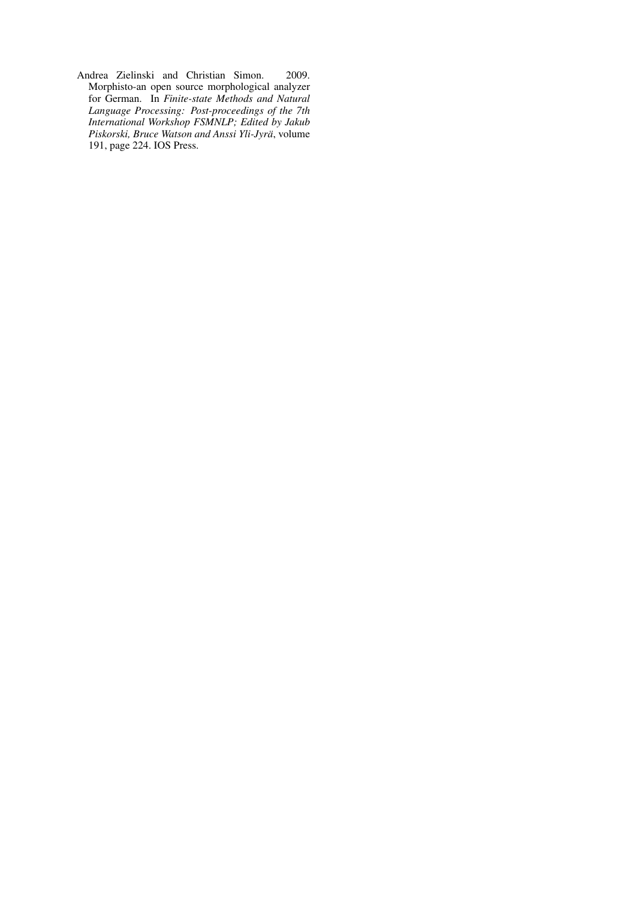Andrea Zielinski and Christian Simon. 2009. Morphisto-an open source morphological analyzer for German. In *Finite-state Methods and Natural Language Processing: Post-proceedings of the 7th International Workshop FSMNLP; Edited by Jakub Piskorski, Bruce Watson and Anssi Yli-Jyrä*, volume 191, page 224. IOS Press.